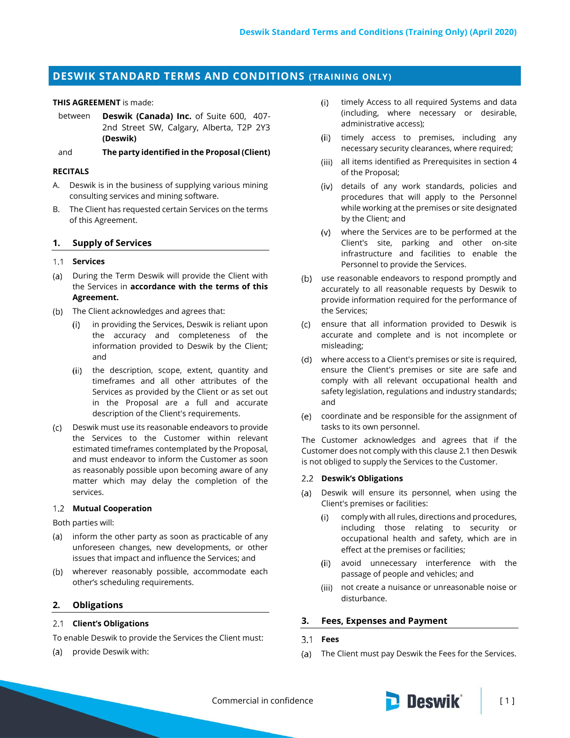# DESWIK STANDARD TERMS AND CONDITIONS (TRAINING ONLY)

**THIS AGREEMENT** is made:

between **Deswik (Canada) Inc.** of Suite 600, 407-2nd Street SW, Calgary, Alberta, T2P 2Y3 **(Deswik)**

and **The party identified in the Proposal (Client)**

**RECITALS**

A. Deswik is in the business of supplying various mining consulting services and mining software.

B. The Client has requested certain Services on the terms of this Agreement.

## 1. Supply of Services

### 1.1 Services

(a) During the Term Deswik will provide the Client with the Services in **accordance with the terms of this Agreement.**

(b) The Client acknowledges and agrees that:

(i) in providing the Services, Deswik is reliant upon the accuracy and completeness of the information provided to Deswik by the Client; and

(ii) the description, scope, extent, quantity and timeframes and all other attributes of the Services as provided by the Client or as set out in the Proposal are a full and accurate description of the Client's requirements.

(c) Deswik must use its reasonable endeavors to provide the Services to the Customer within relevant estimated timeframes contemplated by the Proposal, and must endeavor to inform the Customer as soon as reasonably possible upon becoming aware of any matter which may delay the completion of the services.

### 1.2 Mutual Cooperation

Both parties will:

(a) inform the other party as soon as practicable of any unforeseen changes, new developments, or other issues that impact and influence the Services; and

(b) wherever reasonably possible, accommodate each other's scheduling requirements.

## 2. Obligations

### 2.1 Client's Obligations

To enable Deswik to provide the Services the Client must:

(a) provide Deswik with:

(i) timely Access to all required Systems and data (including, where necessary or desirable, administrative access);

(ii) timely access to premises, including any necessary security clearances, where required;

(iii) all items identified as Prerequisites in section 4 of the Proposal;

(iv) details of any work standards, policies and procedures that will apply to the Personnel while working at the premises or site designated by the Client; and

(v) where the Services are to be performed at the Client's site, parking and other on-site infrastructure and facilities to enable the Personnel to provide the Services.

(b) use reasonable endeavors to respond promptly and accurately to all reasonable requests by Deswik to provide information required for the performance of the Services;

(c) ensure that all information provided to Deswik is accurate and complete and is not incomplete or misleading;

(d) where access to a Client's premises or site is required, ensure the Client's premises or site are safe and comply with all relevant occupational health and safety legislation, regulations and industry standards; and

(e) coordinate and be responsible for the assignment of tasks to its own personnel.

The Customer acknowledges and agrees that if the Customer does not comply with this clause 2.1 then Deswik is not obliged to supply the Services to the Customer.

### 2.2 Deswik's Obligations

(a) Deswik will ensure its personnel, when using the Client's premises or facilities:

(i) comply with all rules, directions and procedures, including those relating to security or occupational health and safety, which are in effect at the premises or facilities;

(ii) avoid unnecessary interference with the passage of people and vehicles; and

(iii) not create a nuisance or unreasonable noise or disturbance.

## 3. Fees, Expenses and Payment

### 3.1 Fees

(a) The Client must pay Deswik the Fees for the Services.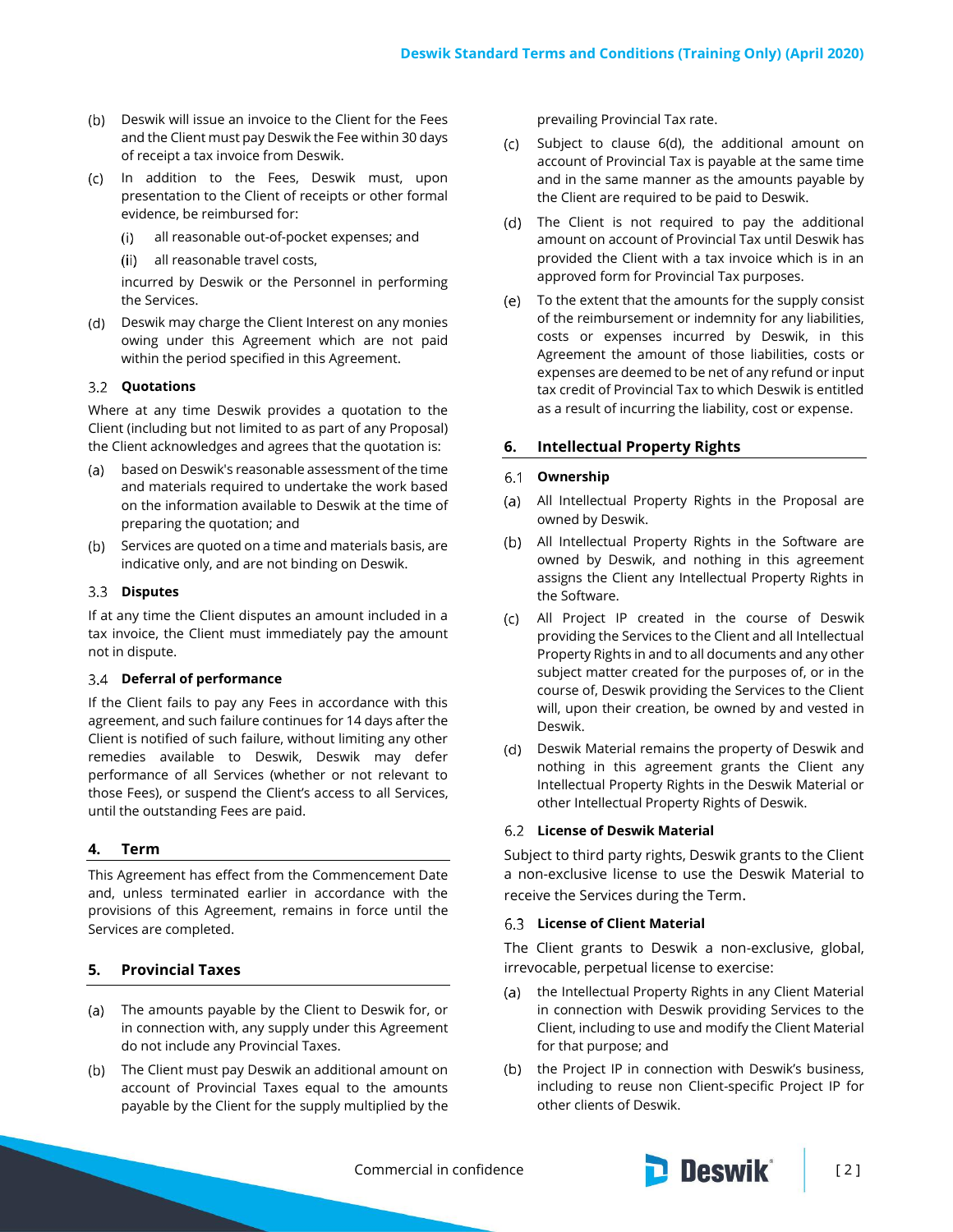(b) Deswik will issue an invoice to the Client for the Fees and the Client must pay Deswik the Fee within 30 days of receipt a tax invoice from Deswik.

(c) In addition to the Fees, Deswik must, upon presentation to the Client of receipts or other formal evidence, be reimbursed for:

   (i) all reasonable out-of-pocket expenses; and

   (ii) all reasonable travel costs,

   incurred by Deswik or the Personnel in performing the Services.

(d) Deswik may charge the Client Interest on any monies owing under this Agreement which are not paid within the period specified in this Agreement.

### 3.2 Quotations

Where at any time Deswik provides a quotation to the Client (including but not limited to as part of any Proposal) the Client acknowledges and agrees that the quotation is:

(a) based on Deswik's reasonable assessment of the time and materials required to undertake the work based on the information available to Deswik at the time of preparing the quotation; and

(b) Services are quoted on a time and materials basis, are indicative only, and are not binding on Deswik.

### 3.3 Disputes

If at any time the Client disputes an amount included in a tax invoice, the Client must immediately pay the amount not in dispute.

### 3.4 Deferral of performance

If the Client fails to pay any Fees in accordance with this agreement, and such failure continues for 14 days after the Client is notified of such failure, without limiting any other remedies available to Deswik, Deswik may defer performance of all Services (whether or not relevant to those Fees), or suspend the Client's access to all Services, until the outstanding Fees are paid.

## 4. Term

This Agreement has effect from the Commencement Date and, unless terminated earlier in accordance with the provisions of this Agreement, remains in force until the Services are completed.

## 5. Provincial Taxes

(a) The amounts payable by the Client to Deswik for, or in connection with, any supply under this Agreement do not include any Provincial Taxes.

(b) The Client must pay Deswik an additional amount on account of Provincial Taxes equal to the amounts payable by the Client for the supply multiplied by the prevailing Provincial Tax rate.

(c) Subject to clause 6(d), the additional amount on account of Provincial Tax is payable at the same time and in the same manner as the amounts payable by the Client are required to be paid to Deswik.

(d) The Client is not required to pay the additional amount on account of Provincial Tax until Deswik has provided the Client with a tax invoice which is in an approved form for Provincial Tax purposes.

(e) To the extent that the amounts for the supply consist of the reimbursement or indemnity for any liabilities, costs or expenses incurred by Deswik, in this Agreement the amount of those liabilities, costs or expenses are deemed to be net of any refund or input tax credit of Provincial Tax to which Deswik is entitled as a result of incurring the liability, cost or expense.

## 6. Intellectual Property Rights

### 6.1 Ownership

(a) All Intellectual Property Rights in the Proposal are owned by Deswik.

(b) All Intellectual Property Rights in the Software are owned by Deswik, and nothing in this agreement assigns the Client any Intellectual Property Rights in the Software.

(c) All Project IP created in the course of Deswik providing the Services to the Client and all Intellectual Property Rights in and to all documents and any other subject matter created for the purposes of, or in the course of, Deswik providing the Services to the Client will, upon their creation, be owned by and vested in Deswik.

(d) Deswik Material remains the property of Deswik and nothing in this agreement grants the Client any Intellectual Property Rights in the Deswik Material or other Intellectual Property Rights of Deswik.

### 6.2 License of Deswik Material

Subject to third party rights, Deswik grants to the Client a non-exclusive license to use the Deswik Material to receive the Services during the Term.

### 6.3 License of Client Material

The Client grants to Deswik a non-exclusive, global, irrevocable, perpetual license to exercise:

(a) the Intellectual Property Rights in any Client Material in connection with Deswik providing Services to the Client, including to use and modify the Client Material for that purpose; and

(b) the Project IP in connection with Deswik's business, including to reuse non Client-specific Project IP for other clients of Deswik.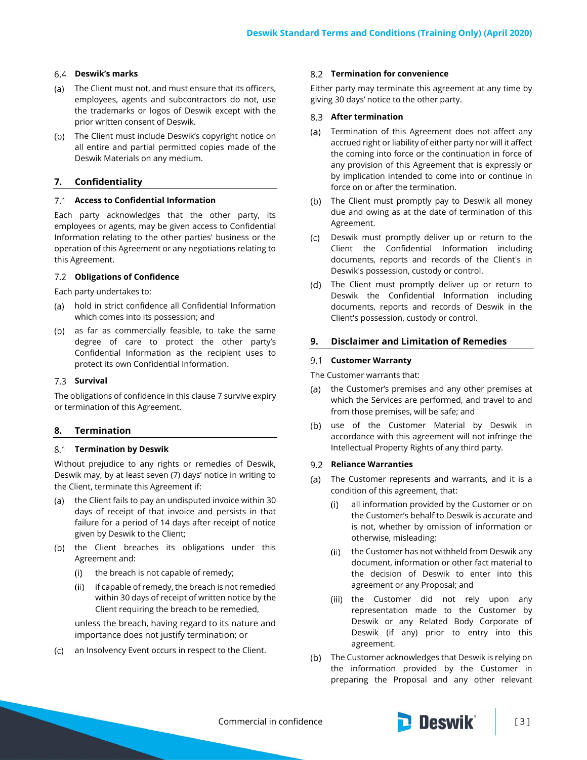### 6.4 Deswik's marks

(a) The Client must not, and must ensure that its officers, employees, agents and subcontractors do not, use the trademarks or logos of Deswik except with the prior written consent of Deswik.

(b) The Client must include Deswik's copyright notice on all entire and partial permitted copies made of the Deswik Materials on any medium.

## 7. Confidentiality

### 7.1 Access to Confidential Information

Each party acknowledges that the other party, its employees or agents, may be given access to Confidential Information relating to the other parties' business or the operation of this Agreement or any negotiations relating to this Agreement.

### 7.2 Obligations of Confidence

Each party undertakes to:

(a) hold in strict confidence all Confidential Information which comes into its possession; and

(b) as far as commercially feasible, to take the same degree of care to protect the other party's Confidential Information as the recipient uses to protect its own Confidential Information.

### 7.3 Survival

The obligations of confidence in this clause 7 survive expiry or termination of this Agreement.

## 8. Termination

### 8.1 Termination by Deswik

Without prejudice to any rights or remedies of Deswik, Deswik may, by at least seven (7) days' notice in writing to the Client, terminate this Agreement if:

(a) the Client fails to pay an undisputed invoice within 30 days of receipt of that invoice and persists in that failure for a period of 14 days after receipt of notice given by Deswik to the Client;

(b) the Client breaches its obligations under this Agreement and:

   (i) the breach is not capable of remedy;

   (ii) if capable of remedy, the breach is not remedied within 30 days of receipt of written notice by the Client requiring the breach to be remedied,

   unless the breach, having regard to its nature and importance does not justify termination; or

(c) an Insolvency Event occurs in respect to the Client.

### 8.2 Termination for convenience

Either party may terminate this agreement at any time by giving 30 days' notice to the other party.

### 8.3 After termination

(a) Termination of this Agreement does not affect any accrued right or liability of either party nor will it affect the coming into force or the continuation in force of any provision of this Agreement that is expressly or by implication intended to come into or continue in force on or after the termination.

(b) The Client must promptly pay to Deswik all money due and owing as at the date of termination of this Agreement.

(c) Deswik must promptly deliver up or return to the Client the Confidential Information including documents, reports and records of the Client's in Deswik's possession, custody or control.

(d) The Client must promptly deliver up or return to Deswik the Confidential Information including documents, reports and records of Deswik in the Client's possession, custody or control.

## 9. Disclaimer and Limitation of Remedies

### 9.1 Customer Warranty

The Customer warrants that:

(a) the Customer's premises and any other premises at which the Services are performed, and travel to and from those premises, will be safe; and

(b) use of the Customer Material by Deswik in accordance with this agreement will not infringe the Intellectual Property Rights of any third party.

### 9.2 Reliance Warranties

(a) The Customer represents and warrants, and it is a condition of this agreement, that:

   (i) all information provided by the Customer or on the Customer's behalf to Deswik is accurate and is not, whether by omission of information or otherwise, misleading;

   (ii) the Customer has not withheld from Deswik any document, information or other fact material to the decision of Deswik to enter into this agreement or any Proposal; and

   (iii) the Customer did not rely upon any representation made to the Customer by Deswik or any Related Body Corporate of Deswik (if any) prior to entry into this agreement.

(b) The Customer acknowledges that Deswik is relying on the information provided by the Customer in preparing the Proposal and any other relevant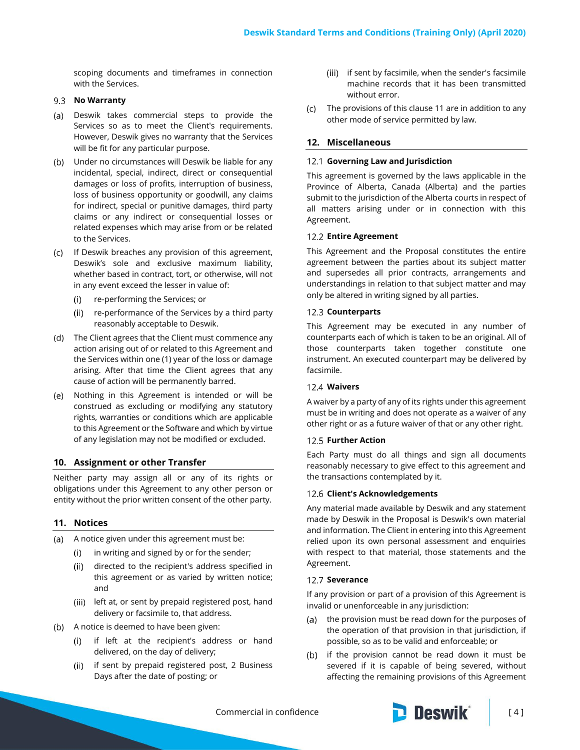scoping documents and timeframes in connection with the Services.

### 9.3 No Warranty

(a) Deswik takes commercial steps to provide the Services so as to meet the Client's requirements. However, Deswik gives no warranty that the Services will be fit for any particular purpose.

(b) Under no circumstances will Deswik be liable for any incidental, special, indirect, direct or consequential damages or loss of profits, interruption of business, loss of business opportunity or goodwill, any claims for indirect, special or punitive damages, third party claims or any indirect or consequential losses or related expenses which may arise from or be related to the Services.

(c) If Deswik breaches any provision of this agreement, Deswik's sole and exclusive maximum liability, whether based in contract, tort, or otherwise, will not in any event exceed the lesser in value of:

   (i) re-performing the Services; or

   (ii) re-performance of the Services by a third party reasonably acceptable to Deswik.

(d) The Client agrees that the Client must commence any action arising out of or related to this Agreement and the Services within one (1) year of the loss or damage arising. After that time the Client agrees that any cause of action will be permanently barred.

(e) Nothing in this Agreement is intended or will be construed as excluding or modifying any statutory rights, warranties or conditions which are applicable to this Agreement or the Software and which by virtue of any legislation may not be modified or excluded.

## 10. Assignment or other Transfer

Neither party may assign all or any of its rights or obligations under this Agreement to any other person or entity without the prior written consent of the other party.

## 11. Notices

(a) A notice given under this agreement must be:

   (i) in writing and signed by or for the sender;

   (ii) directed to the recipient's address specified in this agreement or as varied by written notice; and

   (iii) left at, or sent by prepaid registered post, hand delivery or facsimile to, that address.

(b) A notice is deemed to have been given:

   (i) if left at the recipient's address or hand delivered, on the day of delivery;

   (ii) if sent by prepaid registered post, 2 Business Days after the date of posting; or

   (iii) if sent by facsimile, when the sender's facsimile machine records that it has been transmitted without error.

(c) The provisions of this clause 11 are in addition to any other mode of service permitted by law.

## 12. Miscellaneous

### 12.1 Governing Law and Jurisdiction

This agreement is governed by the laws applicable in the Province of Alberta, Canada (Alberta) and the parties submit to the jurisdiction of the Alberta courts in respect of all matters arising under or in connection with this Agreement.

### 12.2 Entire Agreement

This Agreement and the Proposal constitutes the entire agreement between the parties about its subject matter and supersedes all prior contracts, arrangements and understandings in relation to that subject matter and may only be altered in writing signed by all parties.

### 12.3 Counterparts

This Agreement may be executed in any number of counterparts each of which is taken to be an original. All of those counterparts taken together constitute one instrument. An executed counterpart may be delivered by facsimile.

### 12.4 Waivers

A waiver by a party of any of its rights under this agreement must be in writing and does not operate as a waiver of any other right or as a future waiver of that or any other right.

### 12.5 Further Action

Each Party must do all things and sign all documents reasonably necessary to give effect to this agreement and the transactions contemplated by it.

### 12.6 Client's Acknowledgements

Any material made available by Deswik and any statement made by Deswik in the Proposal is Deswik's own material and information. The Client in entering into this Agreement relied upon its own personal assessment and enquiries with respect to that material, those statements and the Agreement.

### 12.7 Severance

If any provision or part of a provision of this Agreement is invalid or unenforceable in any jurisdiction:

(a) the provision must be read down for the purposes of the operation of that provision in that jurisdiction, if possible, so as to be valid and enforceable; or

(b) if the provision cannot be read down it must be severed if it is capable of being severed, without affecting the remaining provisions of this Agreement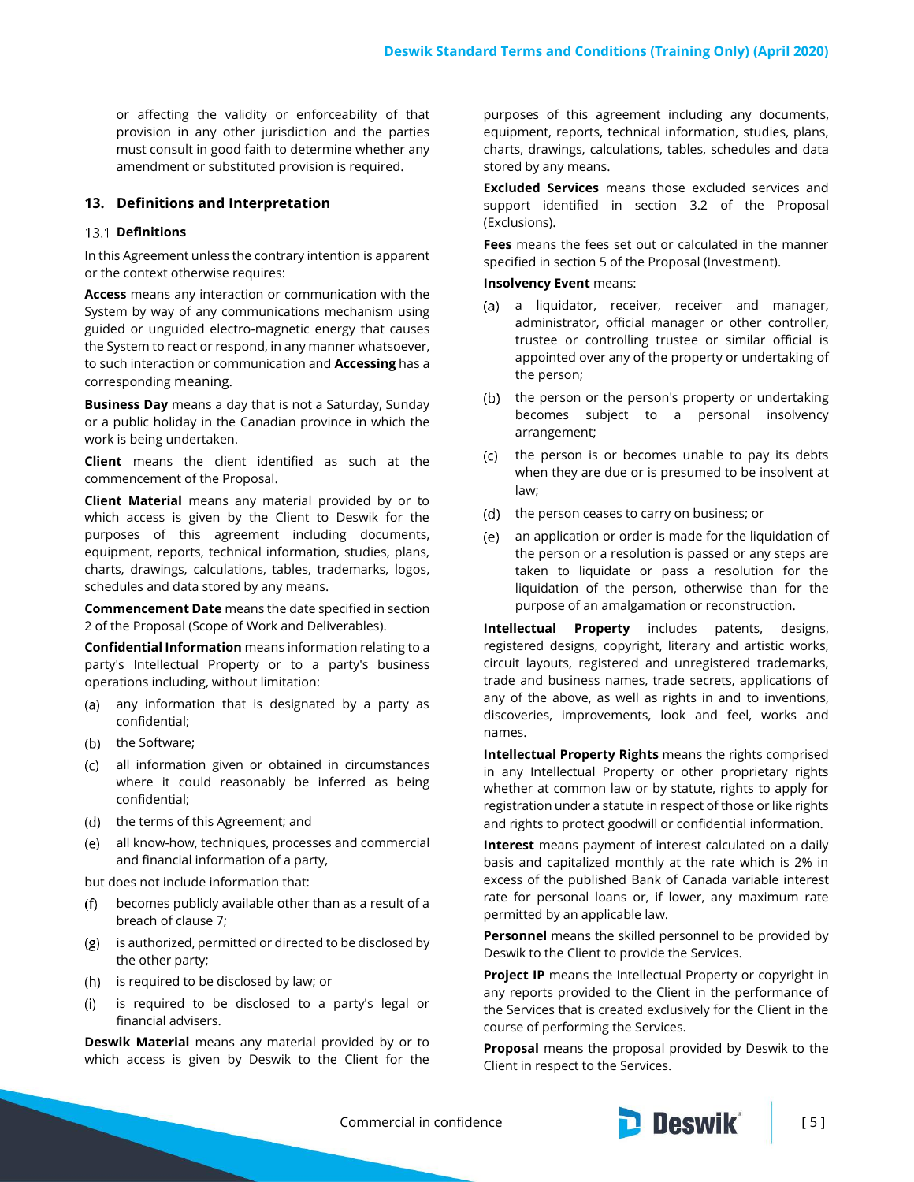or affecting the validity or enforceability of that provision in any other jurisdiction and the parties must consult in good faith to determine whether any amendment or substituted provision is required.

## 13. Definitions and Interpretation

### 13.1 Definitions

In this Agreement unless the contrary intention is apparent or the context otherwise requires:

**Access** means any interaction or communication with the System by way of any communications mechanism using guided or unguided electro-magnetic energy that causes the System to react or respond, in any manner whatsoever, to such interaction or communication and **Accessing** has a corresponding meaning.

**Business Day** means a day that is not a Saturday, Sunday or a public holiday in the Canadian province in which the work is being undertaken.

**Client** means the client identified as such at the commencement of the Proposal.

**Client Material** means any material provided by or to which access is given by the Client to Deswik for the purposes of this agreement including documents, equipment, reports, technical information, studies, plans, charts, drawings, calculations, tables, trademarks, logos, schedules and data stored by any means.

**Commencement Date** means the date specified in section 2 of the Proposal (Scope of Work and Deliverables).

**Confidential Information** means information relating to a party's Intellectual Property or to a party's business operations including, without limitation:

(a) any information that is designated by a party as confidential;

(b) the Software;

(c) all information given or obtained in circumstances where it could reasonably be inferred as being confidential;

(d) the terms of this Agreement; and

(e) all know-how, techniques, processes and commercial and financial information of a party,

but does not include information that:

(f) becomes publicly available other than as a result of a breach of clause 7;

(g) is authorized, permitted or directed to be disclosed by the other party;

(h) is required to be disclosed by law; or

(i) is required to be disclosed to a party's legal or financial advisers.

**Deswik Material** means any material provided by or to which access is given by Deswik to the Client for the purposes of this agreement including any documents, equipment, reports, technical information, studies, plans, charts, drawings, calculations, tables, schedules and data stored by any means.

**Excluded Services** means those excluded services and support identified in section 3.2 of the Proposal (Exclusions).

**Fees** means the fees set out or calculated in the manner specified in section 5 of the Proposal (Investment).

**Insolvency Event** means:

(a) a liquidator, receiver, receiver and manager, administrator, official manager or other controller, trustee or controlling trustee or similar official is appointed over any of the property or undertaking of the person;

(b) the person or the person's property or undertaking becomes subject to a personal insolvency arrangement;

(c) the person is or becomes unable to pay its debts when they are due or is presumed to be insolvent at law;

(d) the person ceases to carry on business; or

(e) an application or order is made for the liquidation of the person or a resolution is passed or any steps are taken to liquidate or pass a resolution for the liquidation of the person, otherwise than for the purpose of an amalgamation or reconstruction.

**Intellectual Property** includes patents, designs, registered designs, copyright, literary and artistic works, circuit layouts, registered and unregistered trademarks, trade and business names, trade secrets, applications of any of the above, as well as rights in and to inventions, discoveries, improvements, look and feel, works and names.

**Intellectual Property Rights** means the rights comprised in any Intellectual Property or other proprietary rights whether at common law or by statute, rights to apply for registration under a statute in respect of those or like rights and rights to protect goodwill or confidential information.

**Interest** means payment of interest calculated on a daily basis and capitalized monthly at the rate which is 2% in excess of the published Bank of Canada variable interest rate for personal loans or, if lower, any maximum rate permitted by an applicable law.

**Personnel** means the skilled personnel to be provided by Deswik to the Client to provide the Services.

**Project IP** means the Intellectual Property or copyright in any reports provided to the Client in the performance of the Services that is created exclusively for the Client in the course of performing the Services.

**Proposal** means the proposal provided by Deswik to the Client in respect to the Services.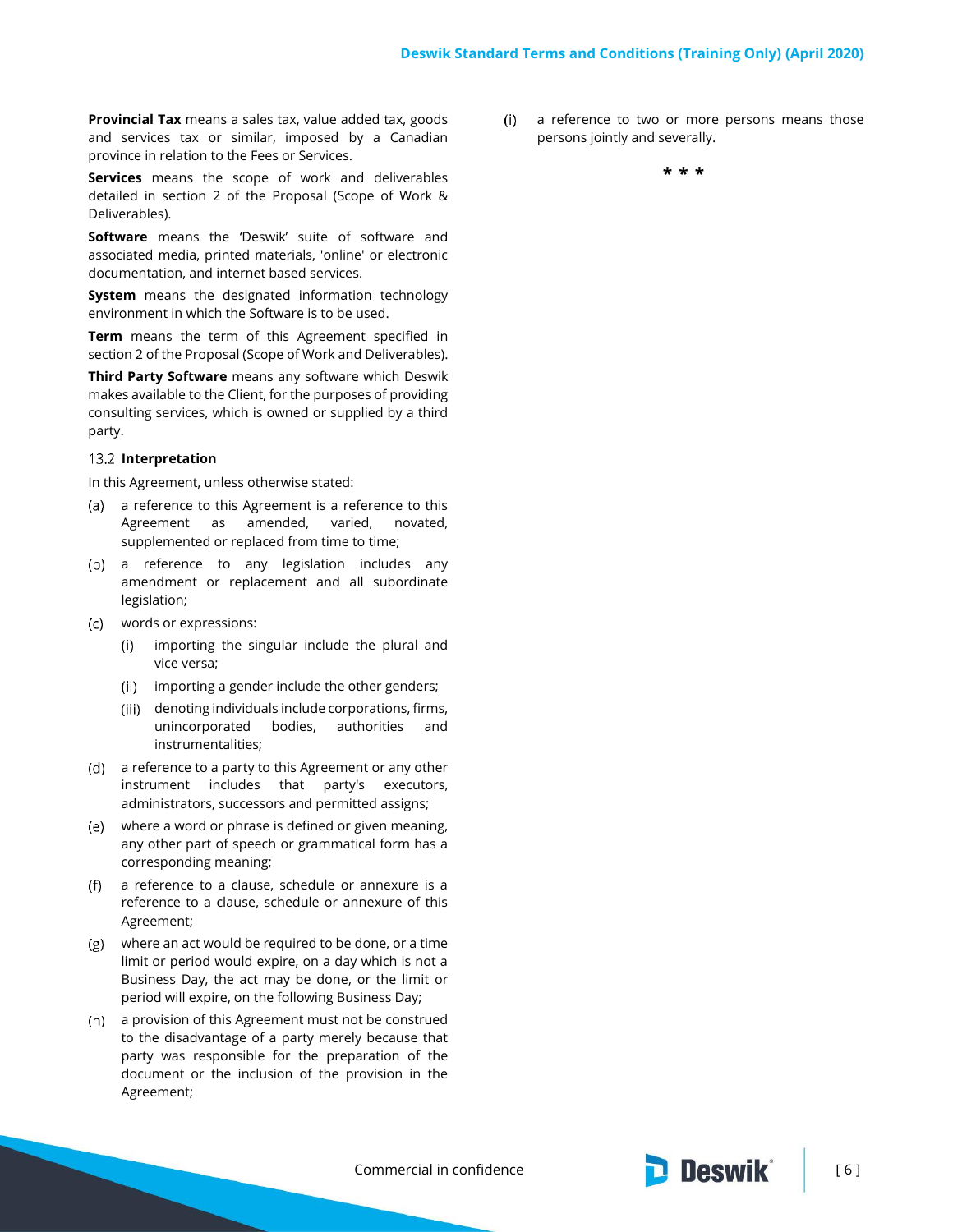**Provincial Tax** means a sales tax, value added tax, goods and services tax or similar, imposed by a Canadian province in relation to the Fees or Services.

**Services** means the scope of work and deliverables detailed in section 2 of the Proposal (Scope of Work & Deliverables).

**Software** means the 'Deswik' suite of software and associated media, printed materials, 'online' or electronic documentation, and internet based services.

**System** means the designated information technology environment in which the Software is to be used.

**Term** means the term of this Agreement specified in section 2 of the Proposal (Scope of Work and Deliverables).

**Third Party Software** means any software which Deswik makes available to the Client, for the purposes of providing consulting services, which is owned or supplied by a third party.

### 13.2 Interpretation

In this Agreement, unless otherwise stated:

(a) a reference to this Agreement is a reference to this Agreement as amended, varied, novated, supplemented or replaced from time to time;

(b) a reference to any legislation includes any amendment or replacement and all subordinate legislation;

(c) words or expressions:

  (i) importing the singular include the plural and vice versa;

  (ii) importing a gender include the other genders;

  (iii) denoting individuals include corporations, firms, unincorporated bodies, authorities and instrumentalities;

(d) a reference to a party to this Agreement or any other instrument includes that party's executors, administrators, successors and permitted assigns;

(e) where a word or phrase is defined or given meaning, any other part of speech or grammatical form has a corresponding meaning;

(f) a reference to a clause, schedule or annexure is a reference to a clause, schedule or annexure of this Agreement;

(g) where an act would be required to be done, or a time limit or period would expire, on a day which is not a Business Day, the act may be done, or the limit or period will expire, on the following Business Day;

(h) a provision of this Agreement must not be construed to the disadvantage of a party merely because that party was responsible for the preparation of the document or the inclusion of the provision in the Agreement;

(i) a reference to two or more persons means those persons jointly and severally.

\* \* \*